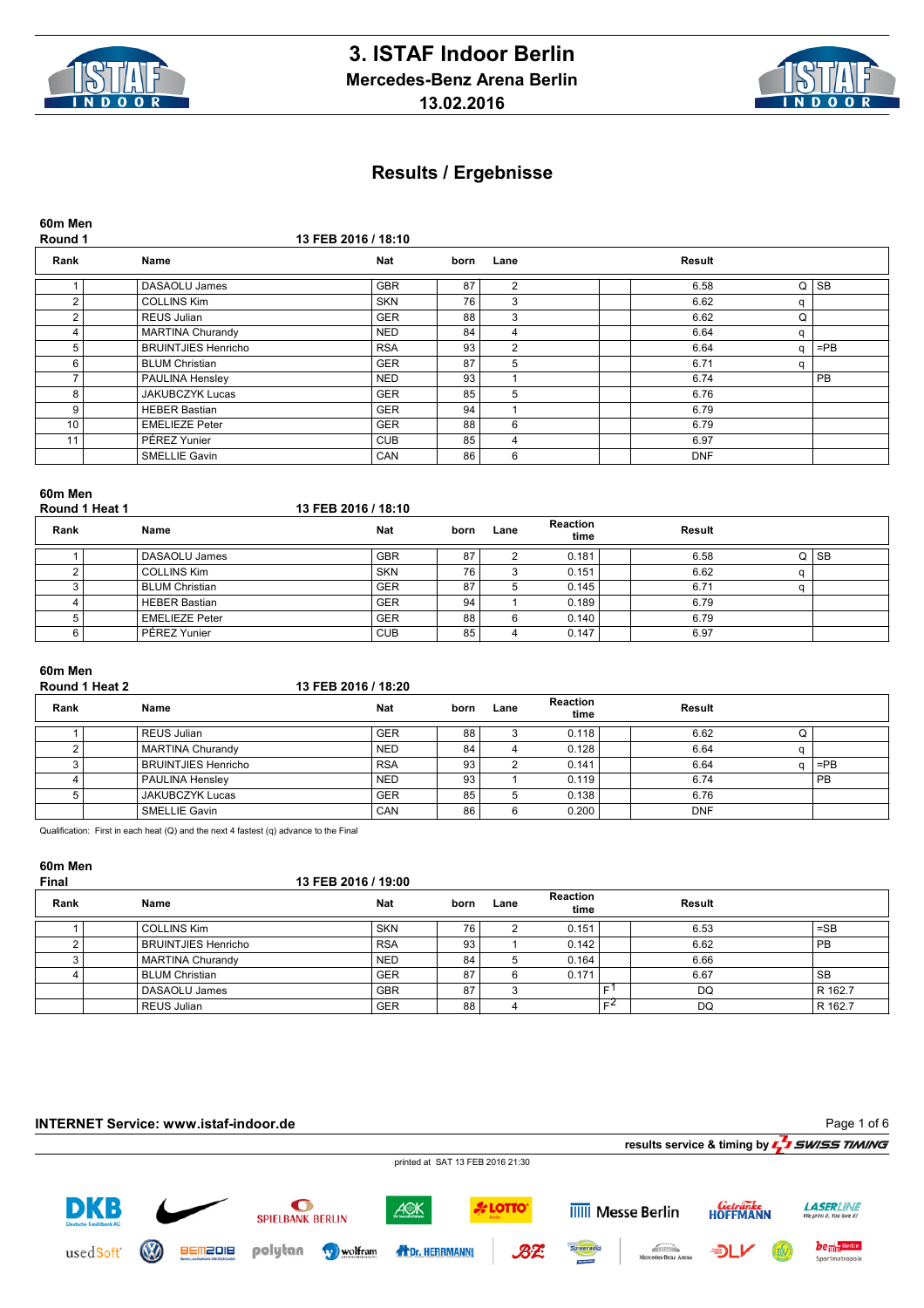# 3. ISTAF Indoor Berlin

## Mercedes-Benz Arena Berlin

## 13.02.2016

# Results / Ergebnisse

### 60m Men
**Round 1** — 13 FEB 2016 / 18:10

| Rank | | Name | Nat | born | Lane | | Result | | |
|---|---|---|---|---|---|---|---|---|---|
| 1 | | DASAOLU James | GBR | 87 | 2 | | 6.58 | Q | SB |
| 2 | | COLLINS Kim | SKN | 76 | 3 | | 6.62 | q | |
| 2 | | REUS Julian | GER | 88 | 3 | | 6.62 | Q | |
| 4 | | MARTINA Churandy | NED | 84 | 4 | | 6.64 | q | |
| 5 | | BRUINTJIES Henricho | RSA | 93 | 2 | | 6.64 | q | =PB |
| 6 | | BLUM Christian | GER | 87 | 5 | | 6.71 | q | |
| 7 | | PAULINA Hensley | NED | 93 | 1 | | 6.74 | | PB |
| 8 | | JAKUBCZYK Lucas | GER | 85 | 5 | | 6.76 | | |
| 9 | | HEBER Bastian | GER | 94 | 1 | | 6.79 | | |
| 10 | | EMELIEZE Peter | GER | 88 | 6 | | 6.79 | | |
| 11 | | PÉREZ Yunier | CUB | 85 | 4 | | 6.97 | | |
| | | SMELLIE Gavin | CAN | 86 | 6 | | DNF | | |

### 60m Men
**Round 1 Heat 1** — 13 FEB 2016 / 18:10

| Rank | | Name | Nat | born | Lane | Reaction time | | Result | | |
|---|---|---|---|---|---|---|---|---|---|---|
| 1 | | DASAOLU James | GBR | 87 | 2 | 0.181 | | 6.58 | Q | SB |
| 2 | | COLLINS Kim | SKN | 76 | 3 | 0.151 | | 6.62 | q | |
| 3 | | BLUM Christian | GER | 87 | 5 | 0.145 | | 6.71 | q | |
| 4 | | HEBER Bastian | GER | 94 | 1 | 0.189 | | 6.79 | | |
| 5 | | EMELIEZE Peter | GER | 88 | 6 | 0.140 | | 6.79 | | |
| 6 | | PÉREZ Yunier | CUB | 85 | 4 | 0.147 | | 6.97 | | |

### 60m Men
**Round 1 Heat 2** — 13 FEB 2016 / 18:20

| Rank | | Name | Nat | born | Lane | Reaction time | | Result | | |
|---|---|---|---|---|---|---|---|---|---|---|
| 1 | | REUS Julian | GER | 88 | 3 | 0.118 | | 6.62 | Q | |
| 2 | | MARTINA Churandy | NED | 84 | 4 | 0.128 | | 6.64 | q | |
| 3 | | BRUINTJIES Henricho | RSA | 93 | 2 | 0.141 | | 6.64 | q | =PB |
| 4 | | PAULINA Hensley | NED | 93 | 1 | 0.119 | | 6.74 | | PB |
| 5 | | JAKUBCZYK Lucas | GER | 85 | 5 | 0.138 | | 6.76 | | |
| | | SMELLIE Gavin | CAN | 86 | 6 | 0.200 | | DNF | | |

Qualification: First in each heat (Q) and the next 4 fastest (q) advance to the Final

### 60m Men
**Final** — 13 FEB 2016 / 19:00

| Rank | | Name | Nat | born | Lane | Reaction time | | Result | |
|---|---|---|---|---|---|---|---|---|---|
| 1 | | COLLINS Kim | SKN | 76 | 2 | 0.151 | | 6.53 | =SB |
| 2 | | BRUINTJIES Henricho | RSA | 93 | 1 | 0.142 | | 6.62 | PB |
| 3 | | MARTINA Churandy | NED | 84 | 5 | 0.164 | | 6.66 | |
| 4 | | BLUM Christian | GER | 87 | 6 | 0.171 | | 6.67 | SB |
| | | DASAOLU James | GBR | 87 | 3 | | F1 | DQ | R 162.7 |
| | | REUS Julian | GER | 88 | 4 | | F2 | DQ | R 162.7 |

**INTERNET Service: www.istaf-indoor.de**

results service & timing by SWISS TIMING

printed at SAT 13 FEB 2016 21:30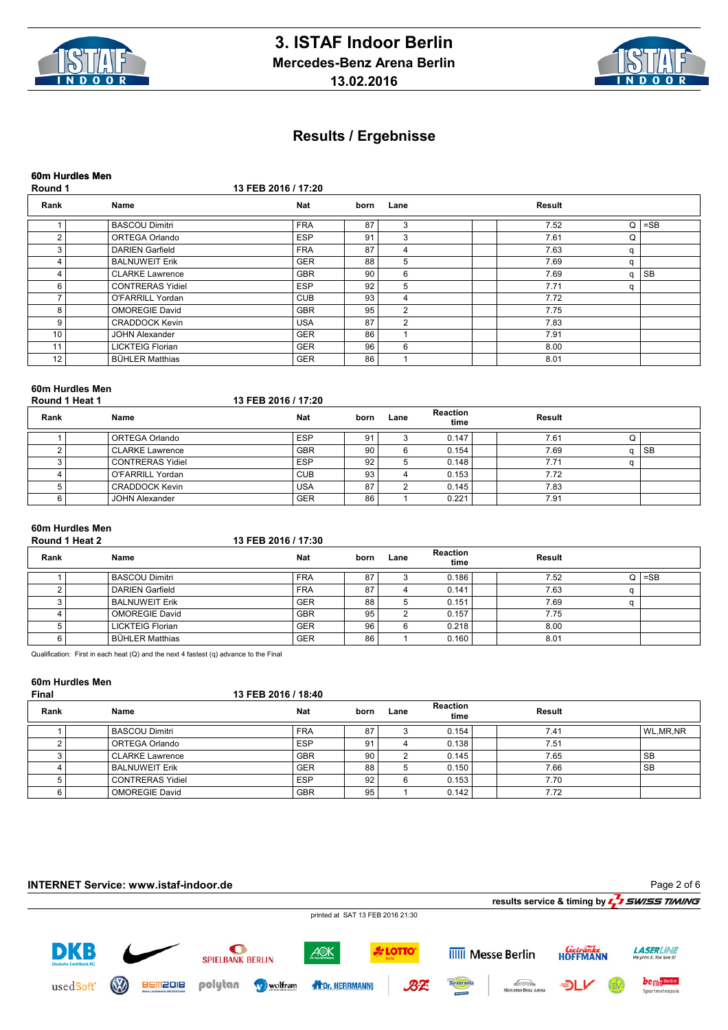# 3. ISTAF Indoor Berlin

## Mercedes-Benz Arena Berlin

## 13.02.2016

# Results / Ergebnisse

### 60m Hurdles Men
**Round 1** — 13 FEB 2016 / 17:20

| Rank | Name | Nat | born | Lane | Result | | |
|---|---|---|---|---|---|---|---|
| 1 | BASCOU Dimitri | FRA | 87 | 3 | 7.52 | Q | =SB |
| 2 | ORTEGA Orlando | ESP | 91 | 3 | 7.61 | Q | |
| 3 | DARIEN Garfield | FRA | 87 | 4 | 7.63 | q | |
| 4 | BALNUWEIT Erik | GER | 88 | 5 | 7.69 | q | |
| 4 | CLARKE Lawrence | GBR | 90 | 6 | 7.69 | q | SB |
| 6 | CONTRERAS Yidiel | ESP | 92 | 5 | 7.71 | q | |
| 7 | O'FARRILL Yordan | CUB | 93 | 4 | 7.72 | | |
| 8 | OMOREGIE David | GBR | 95 | 2 | 7.75 | | |
| 9 | CRADDOCK Kevin | USA | 87 | 2 | 7.83 | | |
| 10 | JOHN Alexander | GER | 86 | 1 | 7.91 | | |
| 11 | LICKTEIG Florian | GER | 96 | 6 | 8.00 | | |
| 12 | BÜHLER Matthias | GER | 86 | 1 | 8.01 | | |

### 60m Hurdles Men
**Round 1 Heat 1** — 13 FEB 2016 / 17:20

| Rank | Name | Nat | born | Lane | Reaction time | Result | | |
|---|---|---|---|---|---|---|---|---|
| 1 | ORTEGA Orlando | ESP | 91 | 3 | 0.147 | 7.61 | Q | |
| 2 | CLARKE Lawrence | GBR | 90 | 6 | 0.154 | 7.69 | q | SB |
| 3 | CONTRERAS Yidiel | ESP | 92 | 5 | 0.148 | 7.71 | q | |
| 4 | O'FARRILL Yordan | CUB | 93 | 4 | 0.153 | 7.72 | | |
| 5 | CRADDOCK Kevin | USA | 87 | 2 | 0.145 | 7.83 | | |
| 6 | JOHN Alexander | GER | 86 | 1 | 0.221 | 7.91 | | |

### 60m Hurdles Men
**Round 1 Heat 2** — 13 FEB 2016 / 17:30

| Rank | Name | Nat | born | Lane | Reaction time | Result | | |
|---|---|---|---|---|---|---|---|---|
| 1 | BASCOU Dimitri | FRA | 87 | 3 | 0.186 | 7.52 | Q | =SB |
| 2 | DARIEN Garfield | FRA | 87 | 4 | 0.141 | 7.63 | q | |
| 3 | BALNUWEIT Erik | GER | 88 | 5 | 0.151 | 7.69 | q | |
| 4 | OMOREGIE David | GBR | 95 | 2 | 0.157 | 7.75 | | |
| 5 | LICKTEIG Florian | GER | 96 | 6 | 0.218 | 8.00 | | |
| 6 | BÜHLER Matthias | GER | 86 | 1 | 0.160 | 8.01 | | |

Qualification: First in each heat (Q) and the next 4 fastest (q) advance to the Final

### 60m Hurdles Men
**Final** — 13 FEB 2016 / 18:40

| Rank | Name | Nat | born | Lane | Reaction time | Result | |
|---|---|---|---|---|---|---|---|
| 1 | BASCOU Dimitri | FRA | 87 | 3 | 0.154 | 7.41 | WL,MR,NR |
| 2 | ORTEGA Orlando | ESP | 91 | 4 | 0.138 | 7.51 | |
| 3 | CLARKE Lawrence | GBR | 90 | 2 | 0.145 | 7.65 | SB |
| 4 | BALNUWEIT Erik | GER | 88 | 5 | 0.150 | 7.66 | SB |
| 5 | CONTRERAS Yidiel | ESP | 92 | 6 | 0.153 | 7.70 | |
| 6 | OMOREGIE David | GBR | 95 | 1 | 0.142 | 7.72 | |

**INTERNET Service: www.istaf-indoor.de**

results service & timing by SWISS TIMING

printed at SAT 13 FEB 2016 21:30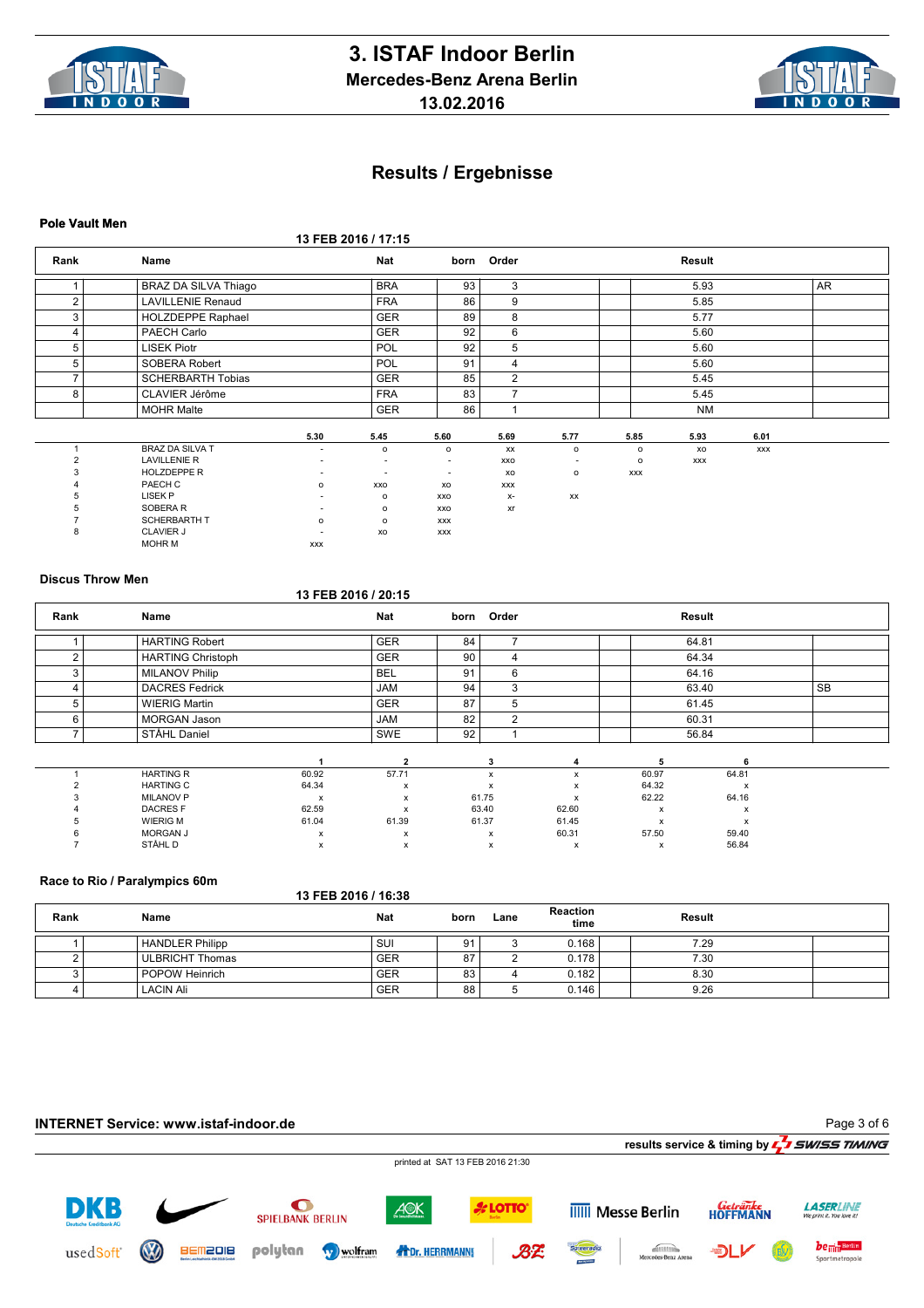# 3. ISTAF Indoor Berlin

## Mercedes-Benz Arena Berlin

## 13.02.2016

## Results / Ergebnisse

### Pole Vault Men

13 FEB 2016 / 17:15

| Rank | Name | Nat | born | Order | Result | |
|---|---|---|---|---|---|---|
| 1 | BRAZ DA SILVA Thiago | BRA | 93 | 3 | 5.93 | AR |
| 2 | LAVILLENIE Renaud | FRA | 86 | 9 | 5.85 | |
| 3 | HOLZDEPPE Raphael | GER | 89 | 8 | 5.77 | |
| 4 | PAECH Carlo | GER | 92 | 6 | 5.60 | |
| 5 | LISEK Piotr | POL | 92 | 5 | 5.60 | |
| 5 | SOBERA Robert | POL | 91 | 4 | 5.60 | |
| 7 | SCHERBARTH Tobias | GER | 85 | 2 | 5.45 | |
| 8 | CLAVIER Jérôme | FRA | 83 | 7 | 5.45 | |
| | MOHR Malte | GER | 86 | 1 | NM | |

| | | 5.30 | 5.45 | 5.60 | 5.69 | 5.77 | 5.85 | 5.93 | 6.01 |
|---|---|---|---|---|---|---|---|---|---|
| 1 | BRAZ DA SILVA T | - | o | o | xx | o | o | xo | xxx |
| 2 | LAVILLENIE R | - | - | - | xxo | - | o | xxx | |
| 3 | HOLZDEPPE R | - | - | - | xo | o | xxx | | |
| 4 | PAECH C | o | xxo | xo | xxx | | | | |
| 5 | LISEK P | - | o | xxo | x- | xx | | | |
| 5 | SOBERA R | - | o | xxo | xr | | | | |
| 7 | SCHERBARTH T | o | o | xxx | | | | | |
| 8 | CLAVIER J | - | xo | xxx | | | | | |
| | MOHR M | xxx | | | | | | | |

### Discus Throw Men

13 FEB 2016 / 20:15

| Rank | Name | Nat | born | Order | Result | |
|---|---|---|---|---|---|---|
| 1 | HARTING Robert | GER | 84 | 7 | 64.81 | |
| 2 | HARTING Christoph | GER | 90 | 4 | 64.34 | |
| 3 | MILANOV Philip | BEL | 91 | 6 | 64.16 | |
| 4 | DACRES Fedrick | JAM | 94 | 3 | 63.40 | SB |
| 5 | WIERIG Martin | GER | 87 | 5 | 61.45 | |
| 6 | MORGAN Jason | JAM | 82 | 2 | 60.31 | |
| 7 | STÅHL Daniel | SWE | 92 | 1 | 56.84 | |

| | | 1 | 2 | 3 | 4 | 5 | 6 |
|---|---|---|---|---|---|---|---|
| 1 | HARTING R | 60.92 | 57.71 | x | x | 60.97 | 64.81 |
| 2 | HARTING C | 64.34 | x | x | x | 64.32 | x |
| 3 | MILANOV P | x | x | 61.75 | x | 62.22 | 64.16 |
| 4 | DACRES F | 62.59 | x | 63.40 | 62.60 | x | x |
| 5 | WIERIG M | 61.04 | 61.39 | 61.37 | 61.45 | x | x |
| 6 | MORGAN J | x | x | x | 60.31 | 57.50 | 59.40 |
| 7 | STÅHL D | x | x | x | x | x | 56.84 |

### Race to Rio / Paralympics 60m

13 FEB 2016 / 16:38

| Rank | Name | Nat | born | Lane | Reaction time | Result | |
|---|---|---|---|---|---|---|---|
| 1 | HANDLER Philipp | SUI | 91 | 3 | 0.168 | 7.29 | |
| 2 | ULBRICHT Thomas | GER | 87 | 2 | 0.178 | 7.30 | |
| 3 | POPOW Heinrich | GER | 83 | 4 | 0.182 | 8.30 | |
| 4 | LACIN Ali | GER | 88 | 5 | 0.146 | 9.26 | |

**INTERNET Service: www.istaf-indoor.de**

results service & timing by SWISS TIMING

printed at SAT 13 FEB 2016 21:30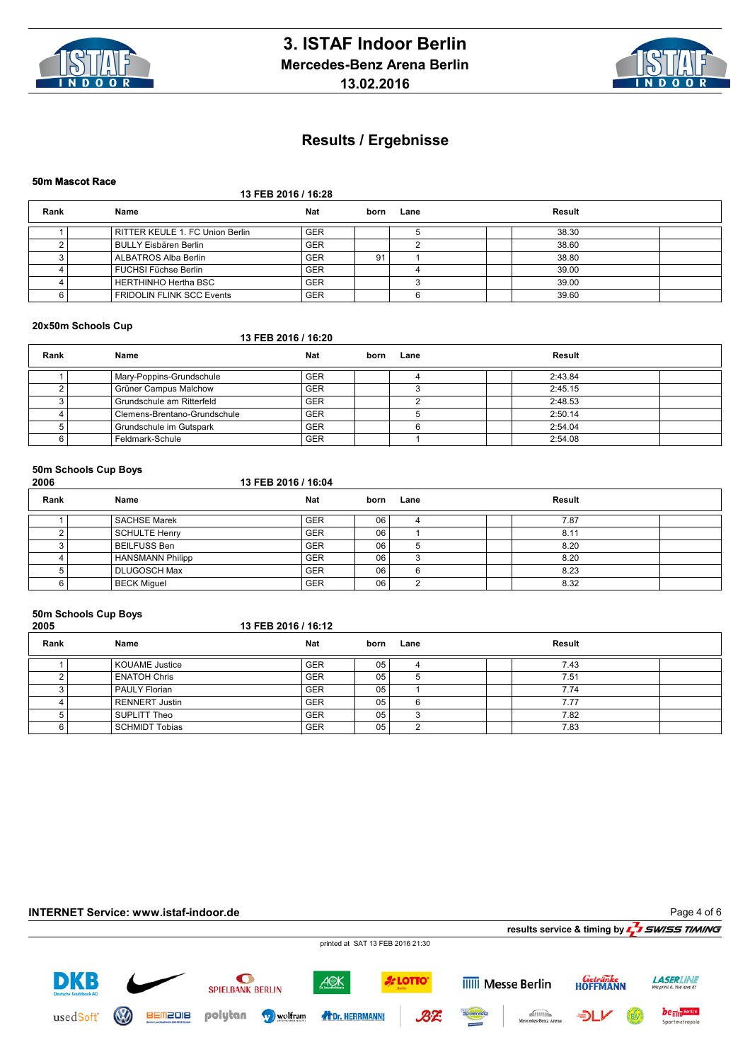# 3. ISTAF Indoor Berlin

## Mercedes-Benz Arena Berlin

## 13.02.2016

# Results / Ergebnisse

### 50m Mascot Race

13 FEB 2016 / 16:28

| Rank | Name | Nat | born | Lane | Result |
|---|---|---|---|---|---|
| 1 | RITTER KEULE 1. FC Union Berlin | GER | | 5 | 38.30 |
| 2 | BULLY Eisbären Berlin | GER | | 2 | 38.60 |
| 3 | ALBATROS Alba Berlin | GER | 91 | 1 | 38.80 |
| 4 | FUCHSI Füchse Berlin | GER | | 4 | 39.00 |
| 4 | HERTHINHO Hertha BSC | GER | | 3 | 39.00 |
| 6 | FRIDOLIN FLINK SCC Events | GER | | 6 | 39.60 |

### 20x50m Schools Cup

13 FEB 2016 / 16:20

| Rank | Name | Nat | born | Lane | Result |
|---|---|---|---|---|---|
| 1 | Mary-Poppins-Grundschule | GER | | 4 | 2:43.84 |
| 2 | Grüner Campus Malchow | GER | | 3 | 2:45.15 |
| 3 | Grundschule am Ritterfeld | GER | | 2 | 2:48.53 |
| 4 | Clemens-Brentano-Grundschule | GER | | 5 | 2:50.14 |
| 5 | Grundschule im Gutspark | GER | | 6 | 2:54.04 |
| 6 | Feldmark-Schule | GER | | 1 | 2:54.08 |

### 50m Schools Cup Boys
**2006**

13 FEB 2016 / 16:04

| Rank | Name | Nat | born | Lane | Result |
|---|---|---|---|---|---|
| 1 | SACHSE Marek | GER | 06 | 4 | 7.87 |
| 2 | SCHULTE Henry | GER | 06 | 1 | 8.11 |
| 3 | BEILFUSS Ben | GER | 06 | 5 | 8.20 |
| 4 | HANSMANN Philipp | GER | 06 | 3 | 8.20 |
| 5 | DLUGOSCH Max | GER | 06 | 6 | 8.23 |
| 6 | BECK Miguel | GER | 06 | 2 | 8.32 |

### 50m Schools Cup Boys
**2005**

13 FEB 2016 / 16:12

| Rank | Name | Nat | born | Lane | Result |
|---|---|---|---|---|---|
| 1 | KOUAME Justice | GER | 05 | 4 | 7.43 |
| 2 | ENATOH Chris | GER | 05 | 5 | 7.51 |
| 3 | PAULY Florian | GER | 05 | 1 | 7.74 |
| 4 | RENNERT Justin | GER | 05 | 6 | 7.77 |
| 5 | SUPLITT Theo | GER | 05 | 3 | 7.82 |
| 6 | SCHMIDT Tobias | GER | 05 | 2 | 7.83 |

**INTERNET Service: www.istaf-indoor.de**

results service & timing by SWISS TIMING

printed at SAT 13 FEB 2016 21:30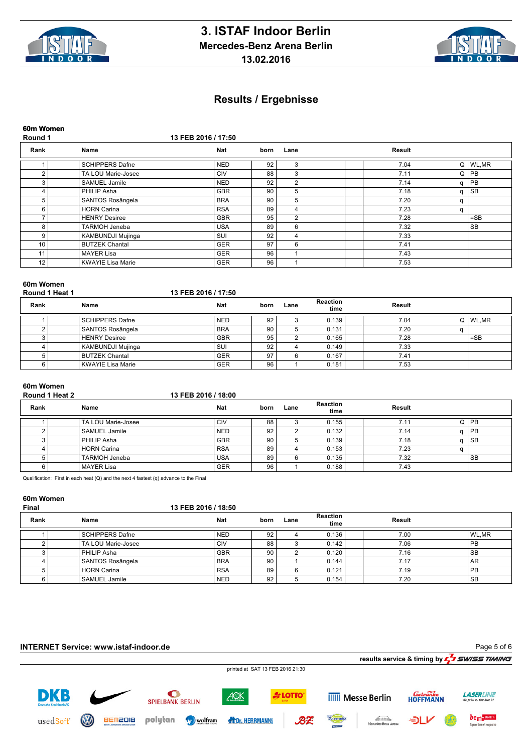# 3. ISTAF Indoor Berlin

## Mercedes-Benz Arena Berlin

## 13.02.2016

## Results / Ergebnisse

### 60m Women
**Round 1** — 13 FEB 2016 / 17:50

| Rank | Name | Nat | born | Lane | Result | | |
|---|---|---|---|---|---|---|---|
| 1 | SCHIPPERS Dafne | NED | 92 | 3 | 7.04 | Q | WL,MR |
| 2 | TA LOU Marie-Josee | CIV | 88 | 3 | 7.11 | Q | PB |
| 3 | SAMUEL Jamile | NED | 92 | 2 | 7.14 | q | PB |
| 4 | PHILIP Asha | GBR | 90 | 5 | 7.18 | q | SB |
| 5 | SANTOS Rosângela | BRA | 90 | 5 | 7.20 | q | |
| 6 | HORN Carina | RSA | 89 | 4 | 7.23 | q | |
| 7 | HENRY Desiree | GBR | 95 | 2 | 7.28 | | =SB |
| 8 | TARMOH Jeneba | USA | 89 | 6 | 7.32 | | SB |
| 9 | KAMBUNDJI Mujinga | SUI | 92 | 4 | 7.33 | | |
| 10 | BUTZEK Chantal | GER | 97 | 6 | 7.41 | | |
| 11 | MAYER Lisa | GER | 96 | 1 | 7.43 | | |
| 12 | KWAYIE Lisa Marie | GER | 96 | 1 | 7.53 | | |

### 60m Women
**Round 1 Heat 1** — 13 FEB 2016 / 17:50

| Rank | Name | Nat | born | Lane | Reaction time | Result | | |
|---|---|---|---|---|---|---|---|---|
| 1 | SCHIPPERS Dafne | NED | 92 | 3 | 0.139 | 7.04 | Q | WL,MR |
| 2 | SANTOS Rosângela | BRA | 90 | 5 | 0.131 | 7.20 | q | |
| 3 | HENRY Desiree | GBR | 95 | 2 | 0.165 | 7.28 | | =SB |
| 4 | KAMBUNDJI Mujinga | SUI | 92 | 4 | 0.149 | 7.33 | | |
| 5 | BUTZEK Chantal | GER | 97 | 6 | 0.167 | 7.41 | | |
| 6 | KWAYIE Lisa Marie | GER | 96 | 1 | 0.181 | 7.53 | | |

### 60m Women
**Round 1 Heat 2** — 13 FEB 2016 / 18:00

| Rank | Name | Nat | born | Lane | Reaction time | Result | | |
|---|---|---|---|---|---|---|---|---|
| 1 | TA LOU Marie-Josee | CIV | 88 | 3 | 0.155 | 7.11 | Q | PB |
| 2 | SAMUEL Jamile | NED | 92 | 2 | 0.132 | 7.14 | q | PB |
| 3 | PHILIP Asha | GBR | 90 | 5 | 0.139 | 7.18 | q | SB |
| 4 | HORN Carina | RSA | 89 | 4 | 0.153 | 7.23 | q | |
| 5 | TARMOH Jeneba | USA | 89 | 6 | 0.135 | 7.32 | | SB |
| 6 | MAYER Lisa | GER | 96 | 1 | 0.188 | 7.43 | | |

Qualification: First in each heat (Q) and the next 4 fastest (q) advance to the Final

### 60m Women
**Final** — 13 FEB 2016 / 18:50

| Rank | Name | Nat | born | Lane | Reaction time | Result | |
|---|---|---|---|---|---|---|---|
| 1 | SCHIPPERS Dafne | NED | 92 | 4 | 0.136 | 7.00 | WL,MR |
| 2 | TA LOU Marie-Josee | CIV | 88 | 3 | 0.142 | 7.06 | PB |
| 3 | PHILIP Asha | GBR | 90 | 2 | 0.120 | 7.16 | SB |
| 4 | SANTOS Rosângela | BRA | 90 | 1 | 0.144 | 7.17 | AR |
| 5 | HORN Carina | RSA | 89 | 6 | 0.121 | 7.19 | PB |
| 6 | SAMUEL Jamile | NED | 92 | 5 | 0.154 | 7.20 | SB |

**INTERNET Service: www.istaf-indoor.de**

results service & timing by SWISS TIMING

printed at SAT 13 FEB 2016 21:30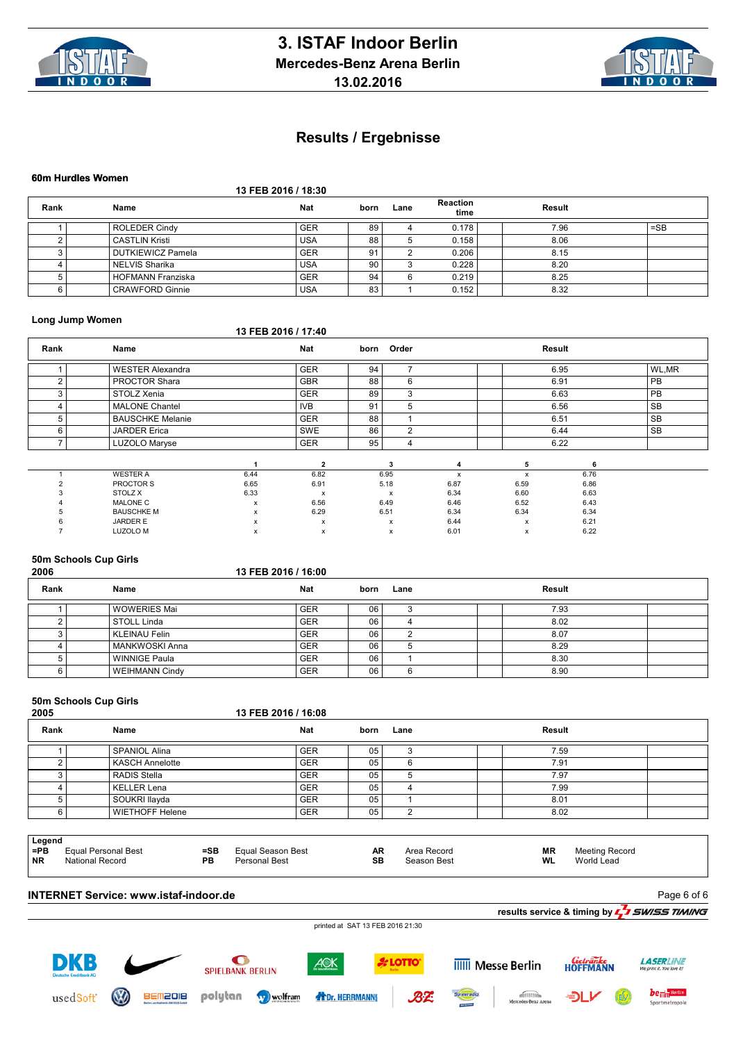# 3. ISTAF Indoor Berlin

## Mercedes-Benz Arena Berlin

## 13.02.2016

# Results / Ergebnisse

### 60m Hurdles Women

13 FEB 2016 / 18:30

| Rank | Name | Nat | born | Lane | Reaction time | Result | |
|---|---|---|---|---|---|---|---|
| 1 | ROLEDER Cindy | GER | 89 | 4 | 0.178 | 7.96 | =SB |
| 2 | CASTLIN Kristi | USA | 88 | 5 | 0.158 | 8.06 | |
| 3 | DUTKIEWICZ Pamela | GER | 91 | 2 | 0.206 | 8.15 | |
| 4 | NELVIS Sharika | USA | 90 | 3 | 0.228 | 8.20 | |
| 5 | HOFMANN Franziska | GER | 94 | 6 | 0.219 | 8.25 | |
| 6 | CRAWFORD Ginnie | USA | 83 | 1 | 0.152 | 8.32 | |

### Long Jump Women

13 FEB 2016 / 17:40

| Rank | Name | Nat | born | Order | Result | |
|---|---|---|---|---|---|---|
| 1 | WESTER Alexandra | GER | 94 | 7 | 6.95 | WL,MR |
| 2 | PROCTOR Shara | GBR | 88 | 6 | 6.91 | PB |
| 3 | STOLZ Xenia | GER | 89 | 3 | 6.63 | PB |
| 4 | MALONE Chantel | IVB | 91 | 5 | 6.56 | SB |
| 5 | BAUSCHKE Melanie | GER | 88 | 1 | 6.51 | SB |
| 6 | JARDER Erica | SWE | 86 | 2 | 6.44 | SB |
| 7 | LUZOLO Maryse | GER | 95 | 4 | 6.22 | |

| | | 1 | 2 | 3 | 4 | 5 | 6 |
|---|---|---|---|---|---|---|---|
| 1 | WESTER A | 6.44 | 6.82 | 6.95 | x | x | 6.76 |
| 2 | PROCTOR S | 6.65 | 6.91 | 5.18 | 6.87 | 6.59 | 6.86 |
| 3 | STOLZ X | 6.33 | x | x | 6.34 | 6.60 | 6.63 |
| 4 | MALONE C | x | 6.56 | 6.49 | 6.46 | 6.52 | 6.43 |
| 5 | BAUSCHKE M | x | 6.29 | 6.51 | 6.34 | 6.34 | 6.34 |
| 6 | JARDER E | x | x | x | 6.44 | x | 6.21 |
| 7 | LUZOLO M | x | x | x | 6.01 | x | 6.22 |

### 50m Schools Cup Girls
2006

13 FEB 2016 / 16:00

| Rank | Name | Nat | born | Lane | Result | |
|---|---|---|---|---|---|---|
| 1 | WOWERIES Mai | GER | 06 | 3 | 7.93 | |
| 2 | STOLL Linda | GER | 06 | 4 | 8.02 | |
| 3 | KLEINAU Felin | GER | 06 | 2 | 8.07 | |
| 4 | MANKWOSKI Anna | GER | 06 | 5 | 8.29 | |
| 5 | WINNIGE Paula | GER | 06 | 1 | 8.30 | |
| 6 | WEIHMANN Cindy | GER | 06 | 6 | 8.90 | |

### 50m Schools Cup Girls
2005

13 FEB 2016 / 16:08

| Rank | Name | Nat | born | Lane | Result | |
|---|---|---|---|---|---|---|
| 1 | SPANIOL Alina | GER | 05 | 3 | 7.59 | |
| 2 | KASCH Annelotte | GER | 05 | 6 | 7.91 | |
| 3 | RADIS Stella | GER | 05 | 5 | 7.97 | |
| 4 | KELLER Lena | GER | 05 | 4 | 7.99 | |
| 5 | SOUKRI Ilayda | GER | 05 | 1 | 8.01 | |
| 6 | WIETHOFF Helene | GER | 05 | 2 | 8.02 | |

**Legend**

| | | | | | | | |
|---|---|---|---|---|---|---|---|
| =PB | Equal Personal Best | =SB | Equal Season Best | AR | Area Record | MR | Meeting Record |
| NR | National Record | PB | Personal Best | SB | Season Best | WL | World Lead |

**INTERNET Service: www.istaf-indoor.de**

results service & timing by SWISS TIMING

printed at SAT 13 FEB 2016 21:30